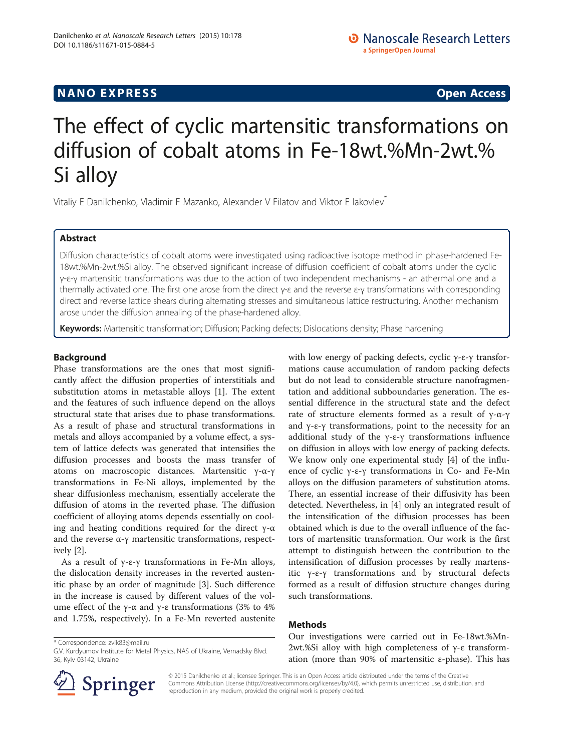**NANO EXPRESS** **Open Access**

# The effect of cyclic martensitic transformations on diffusion of cobalt atoms in Fe-18wt.%Mn-2wt.% Si alloy

Vitaliy E Danilchenko, Vladimir F Mazanko, Alexander V Filatov and Viktor E Iakovlev*

## Abstract

Diffusion characteristics of cobalt atoms were investigated using radioactive isotope method in phase-hardened Fe-18wt.%Mn-2wt.%Si alloy. The observed significant increase of diffusion coefficient of cobalt atoms under the cyclic γ-ε-γ martensitic transformations was due to the action of two independent mechanisms - an athermal one and a thermally activated one. The first one arose from the direct γ-ε and the reverse ε-γ transformations with corresponding direct and reverse lattice shears during alternating stresses and simultaneous lattice restructuring. Another mechanism arose under the diffusion annealing of the phase-hardened alloy.

**Keywords:** Martensitic transformation; Diffusion; Packing defects; Dislocations density; Phase hardening

## Background

Phase transformations are the ones that most significantly affect the diffusion properties of interstitials and substitution atoms in metastable alloys [1]. The extent and the features of such influence depend on the alloys structural state that arises due to phase transformations. As a result of phase and structural transformations in metals and alloys accompanied by a volume effect, a system of lattice defects was generated that intensifies the diffusion processes and boosts the mass transfer of atoms on macroscopic distances. Martensitic γ-α-γ transformations in Fe-Ni alloys, implemented by the shear diffusionless mechanism, essentially accelerate the diffusion of atoms in the reverted phase. The diffusion coefficient of alloying atoms depends essentially on cooling and heating conditions required for the direct γ-α and the reverse α-γ martensitic transformations, respectively [2].

As a result of γ-ε-γ transformations in Fe-Mn alloys, the dislocation density increases in the reverted austenitic phase by an order of magnitude [3]. Such difference in the increase is caused by different values of the volume effect of the γ-α and γ-ε transformations (3% to 4% and 1.75%, respectively). In a Fe-Mn reverted austenite with low energy of packing defects, cyclic γ-ε-γ transformations cause accumulation of random packing defects but do not lead to considerable structure nanofragmentation and additional subboundaries generation. The essential difference in the structural state and the defect rate of structure elements formed as a result of γ-α-γ and γ-ε-γ transformations, point to the necessity for an additional study of the γ-ε-γ transformations influence on diffusion in alloys with low energy of packing defects. We know only one experimental study [4] of the influence of cyclic γ-ε-γ transformations in Co- and Fe-Mn alloys on the diffusion parameters of substitution atoms. There, an essential increase of their diffusivity has been detected. Nevertheless, in [4] only an integrated result of the intensification of the diffusion processes has been obtained which is due to the overall influence of the factors of martensitic transformation. Our work is the first attempt to distinguish between the contribution to the intensification of diffusion processes by really martensitic γ-ε-γ transformations and by structural defects formed as a result of diffusion structure changes during such transformations.

## Methods

Our investigations were carried out in Fe-18wt.%Mn-2wt.%Si alloy with high completeness of γ-ε transformation (more than 90% of martensitic ε-phase). This has

* Correspondence: zvik83@mail.ru
G.V. Kurdyumov Institute for Metal Physics, NAS of Ukraine, Vernadsky Blvd. 36, Kyiv 03142, Ukraine

© 2015 Danilchenko et al.; licensee Springer. This is an Open Access article distributed under the terms of the Creative Commons Attribution License (http://creativecommons.org/licenses/by/4.0), which permits unrestricted use, distribution, and reproduction in any medium, provided the original work is properly credited.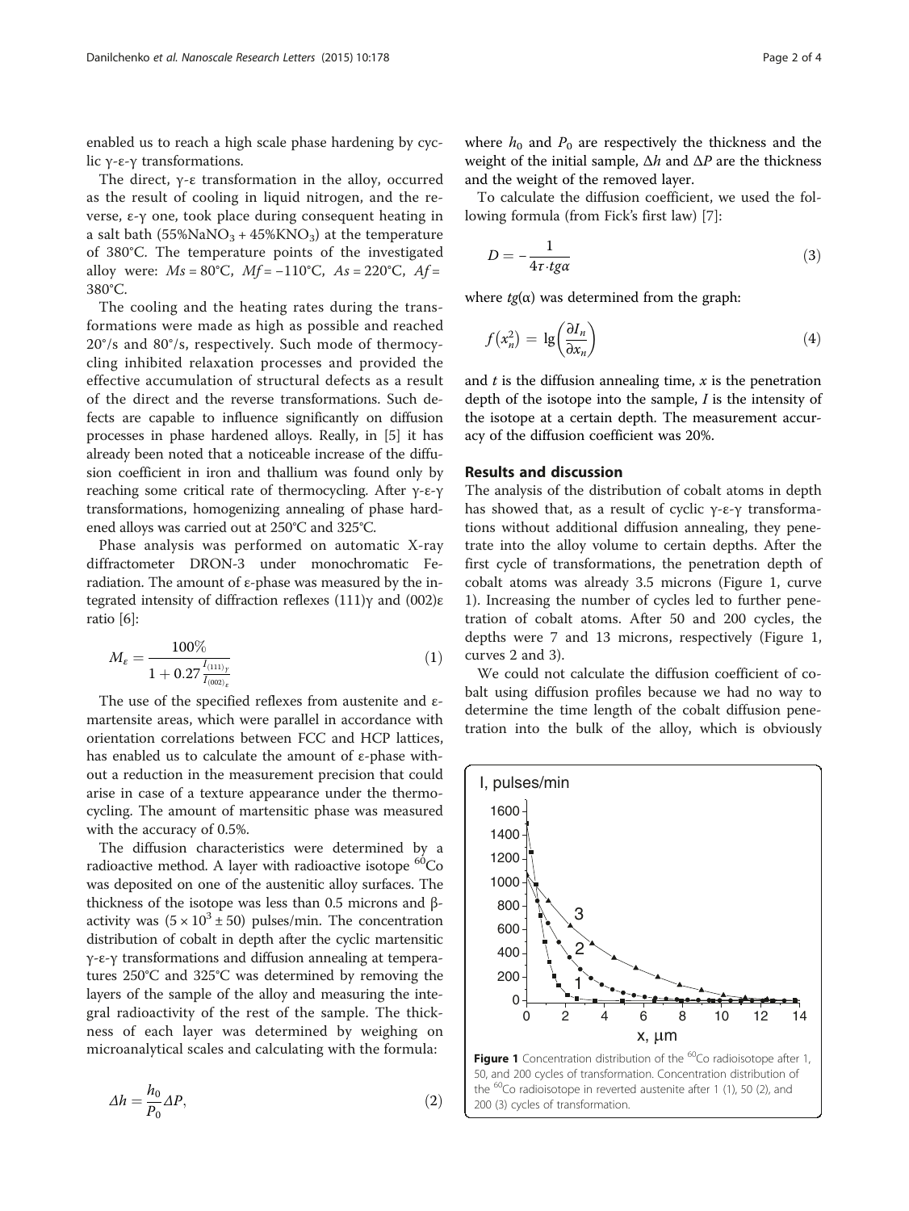enabled us to reach a high scale phase hardening by cyclic γ-ε-γ transformations.

The direct, γ-ε transformation in the alloy, occurred as the result of cooling in liquid nitrogen, and the reverse, ε-γ one, took place during consequent heating in a salt bath (55%$NaNO_3$ + 45%$KNO_3$) at the temperature of 380°C. The temperature points of the investigated alloy were: $Ms$ = 80°C, $Mf$ = −110°C, $As$ = 220°C, $Af$ = 380°C.

The cooling and the heating rates during the transformations were made as high as possible and reached 20°/s and 80°/s, respectively. Such mode of thermocycling inhibited relaxation processes and provided the effective accumulation of structural defects as a result of the direct and the reverse transformations. Such defects are capable to influence significantly on diffusion processes in phase hardened alloys. Really, in [5] it has already been noted that a noticeable increase of the diffusion coefficient in iron and thallium was found only by reaching some critical rate of thermocycling. After γ-ε-γ transformations, homogenizing annealing of phase hardened alloys was carried out at 250°C and 325°C.

Phase analysis was performed on automatic X-ray diffractometer DRON-3 under monochromatic Fe-radiation. The amount of ε-phase was measured by the integrated intensity of diffraction reflexes (111)γ and (002)ε ratio [6]:

$$M_\varepsilon = \frac{100\%}{1 + 0.27\frac{I_{(111)_\gamma}}{I_{(002)_\varepsilon}}} \tag{1}$$

The use of the specified reflexes from austenite and ε-martensite areas, which were parallel in accordance with orientation correlations between FCC and HCP lattices, has enabled us to calculate the amount of ε-phase without a reduction in the measurement precision that could arise in case of a texture appearance under the thermocycling. The amount of martensitic phase was measured with the accuracy of 0.5%.

The diffusion characteristics were determined by a radioactive method. A layer with radioactive isotope $^{60}Co$ was deposited on one of the austenitic alloy surfaces. The thickness of the isotope was less than 0.5 microns and β-activity was ($5 \times 10^3 \pm 50$) pulses/min. The concentration distribution of cobalt in depth after the cyclic martensitic γ-ε-γ transformations and diffusion annealing at temperatures 250°C and 325°C was determined by removing the layers of the sample of the alloy and measuring the integral radioactivity of the rest of the sample. The thickness of each layer was determined by weighing on microanalytical scales and calculating with the formula:

$$\Delta h = \frac{h_0}{P_0}\Delta P, \tag{2}$$

where $h_0$ and $P_0$ are respectively the thickness and the weight of the initial sample, $\Delta h$ and $\Delta P$ are the thickness and the weight of the removed layer.

To calculate the diffusion coefficient, we used the following formula (from Fick's first law) [7]:

$$D = -\frac{1}{4\tau \cdot tg\alpha} \tag{3}$$

where $tg(\alpha)$ was determined from the graph:

$$f(x_n^2) = \lg\left(\frac{\partial I_n}{\partial x_n}\right) \tag{4}$$

and $t$ is the diffusion annealing time, $x$ is the penetration depth of the isotope into the sample, $I$ is the intensity of the isotope at a certain depth. The measurement accuracy of the diffusion coefficient was 20%.

## Results and discussion

The analysis of the distribution of cobalt atoms in depth has showed that, as a result of cyclic γ-ε-γ transformations without additional diffusion annealing, they penetrate into the alloy volume to certain depths. After the first cycle of transformations, the penetration depth of cobalt atoms was already 3.5 microns (Figure 1, curve 1). Increasing the number of cycles led to further penetration of cobalt atoms. After 50 and 200 cycles, the depths were 7 and 13 microns, respectively (Figure 1, curves 2 and 3).

We could not calculate the diffusion coefficient of cobalt using diffusion profiles because we had no way to determine the time length of the cobalt diffusion penetration into the bulk of the alloy, which is obviously

**Figure 1** Concentration distribution of the $^{60}Co$ radioisotope after 1, 50, and 200 cycles of transformation. Concentration distribution of the $^{60}Co$ radioisotope in reverted austenite after 1 (1), 50 (2), and 200 (3) cycles of transformation.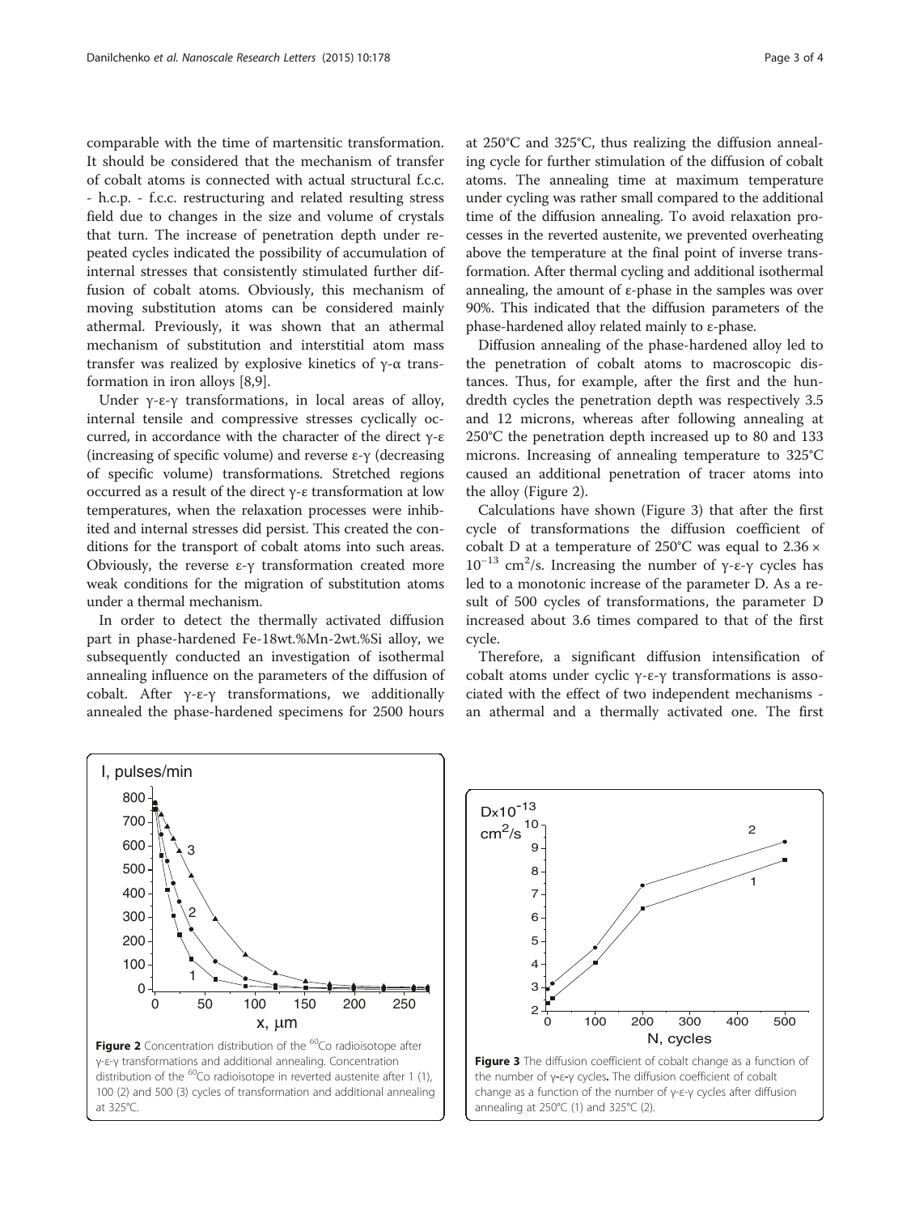comparable with the time of martensitic transformation. It should be considered that the mechanism of transfer of cobalt atoms is connected with actual structural f.c.c. - h.c.p. - f.c.c. restructuring and related resulting stress field due to changes in the size and volume of crystals that turn. The increase of penetration depth under repeated cycles indicated the possibility of accumulation of internal stresses that consistently stimulated further diffusion of cobalt atoms. Obviously, this mechanism of moving substitution atoms can be considered mainly athermal. Previously, it was shown that an athermal mechanism of substitution and interstitial atom mass transfer was realized by explosive kinetics of γ-α transformation in iron alloys [8,9].

Under γ-ε-γ transformations, in local areas of alloy, internal tensile and compressive stresses cyclically occurred, in accordance with the character of the direct γ-ε (increasing of specific volume) and reverse ε-γ (decreasing of specific volume) transformations. Stretched regions occurred as a result of the direct γ-ε transformation at low temperatures, when the relaxation processes were inhibited and internal stresses did persist. This created the conditions for the transport of cobalt atoms into such areas. Obviously, the reverse ε-γ transformation created more weak conditions for the migration of substitution atoms under a thermal mechanism.

In order to detect the thermally activated diffusion part in phase-hardened Fe-18wt.%Mn-2wt.%Si alloy, we subsequently conducted an investigation of isothermal annealing influence on the parameters of the diffusion of cobalt. After γ-ε-γ transformations, we additionally annealed the phase-hardened specimens for 2500 hours at 250°C and 325°C, thus realizing the diffusion annealing cycle for further stimulation of the diffusion of cobalt atoms. The annealing time at maximum temperature under cycling was rather small compared to the additional time of the diffusion annealing. To avoid relaxation processes in the reverted austenite, we prevented overheating above the temperature at the final point of inverse transformation. After thermal cycling and additional isothermal annealing, the amount of ε-phase in the samples was over 90%. This indicated that the diffusion parameters of the phase-hardened alloy related mainly to ε-phase.

Diffusion annealing of the phase-hardened alloy led to the penetration of cobalt atoms to macroscopic distances. Thus, for example, after the first and the hundredth cycles the penetration depth was respectively 3.5 and 12 microns, whereas after following annealing at 250°C the penetration depth increased up to 80 and 133 microns. Increasing of annealing temperature to 325°C caused an additional penetration of tracer atoms into the alloy (Figure 2).

Calculations have shown (Figure 3) that after the first cycle of transformations the diffusion coefficient of cobalt D at a temperature of 250°C was equal to $2.36 \times 10^{-13}$ cm$^2$/s. Increasing the number of γ-ε-γ cycles has led to a monotonic increase of the parameter D. As a result of 500 cycles of transformations, the parameter D increased about 3.6 times compared to that of the first cycle.

Therefore, a significant diffusion intensification of cobalt atoms under cyclic γ-ε-γ transformations is associated with the effect of two independent mechanisms - an athermal and a thermally activated one. The first

**Figure 2** Concentration distribution of the $^{60}$Co radioisotope after γ-ε-γ transformations and additional annealing. Concentration distribution of the $^{60}$Co radioisotope in reverted austenite after 1 (1), 100 (2) and 500 (3) cycles of transformation and additional annealing at 325°C.

**Figure 3** The diffusion coefficient of cobalt change as a function of the number of γ-ε-γ cycles. The diffusion coefficient of cobalt change as a function of the number of γ-ε-γ cycles after diffusion annealing at 250°C (1) and 325°C (2).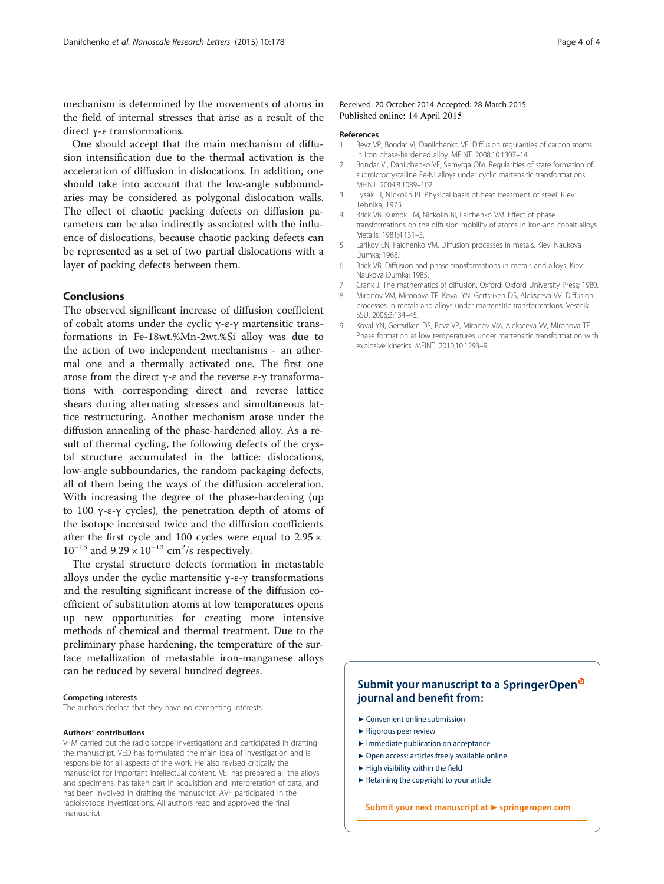mechanism is determined by the movements of atoms in the field of internal stresses that arise as a result of the direct γ-ε transformations.

One should accept that the main mechanism of diffusion intensification due to the thermal activation is the acceleration of diffusion in dislocations. In addition, one should take into account that the low-angle subboundaries may be considered as polygonal dislocation walls. The effect of chaotic packing defects on diffusion parameters can be also indirectly associated with the influence of dislocations, because chaotic packing defects can be represented as a set of two partial dislocations with a layer of packing defects between them.

## Conclusions

The observed significant increase of diffusion coefficient of cobalt atoms under the cyclic γ-ε-γ martensitic transformations in Fe-18wt.%Mn-2wt.%Si alloy was due to the action of two independent mechanisms - an athermal one and a thermally activated one. The first one arose from the direct γ-ε and the reverse ε-γ transformations with corresponding direct and reverse lattice shears during alternating stresses and simultaneous lattice restructuring. Another mechanism arose under the diffusion annealing of the phase-hardened alloy. As a result of thermal cycling, the following defects of the crystal structure accumulated in the lattice: dislocations, low-angle subboundaries, the random packaging defects, all of them being the ways of the diffusion acceleration. With increasing the degree of the phase-hardening (up to 100 γ-ε-γ cycles), the penetration depth of atoms of the isotope increased twice and the diffusion coefficients after the first cycle and 100 cycles were equal to $2.95 \times 10^{-13}$ and $9.29 \times 10^{-13}$ $cm^2/s$ respectively.

The crystal structure defects formation in metastable alloys under the cyclic martensitic γ-ε-γ transformations and the resulting significant increase of the diffusion coefficient of substitution atoms at low temperatures opens up new opportunities for creating more intensive methods of chemical and thermal treatment. Due to the preliminary phase hardening, the temperature of the surface metallization of metastable iron-manganese alloys can be reduced by several hundred degrees.

#### Competing interests

The authors declare that they have no competing interests.

#### Authors' contributions

VFM carried out the radioisotope investigations and participated in drafting the manuscript. VED has formulated the main idea of investigation and is responsible for all aspects of the work. He also revised critically the manuscript for important intellectual content. VEI has prepared all the alloys and specimens, has taken part in acquisition and interpretation of data, and has been involved in drafting the manuscript. AVF participated in the radioisotope investigations. All authors read and approved the final manuscript.

Received: 20 October 2014 Accepted: 28 March 2015
Published online: 14 April 2015

#### References

1. Bevz VP, Bondar VI, Danilchenko VE. Diffusion regularities of carbon atoms in iron phase-hardened alloy. MFiNT. 2008;10:1307–14.
2. Bondar VI, Danilchenko VE, Semyrga OM. Regularities of state formation of submicrocrystalline Fe-Ni alloys under cyclic martensitic transformations. MFiNT. 2004;8:1089–102.
3. Lysak LI, Nickolin BI. Physical basis of heat treatment of steel. Kiev: Tehnika; 1975.
4. Brick VB, Kumok LM, Nickolin BI, Falchenko VM. Effect of phase transformations on the diffusion mobility of atoms in iron-and cobalt alloys. Metalls. 1981;4:131–5.
5. Larikov LN, Falchenko VM. Diffusion processes in metals. Kiev: Naukova Dumka; 1968.
6. Brick VB. Diffusion and phase transformations in metals and alloys. Kiev: Naukova Dumka; 1985.
7. Crank J. The mathematics of diffusion. Oxford: Oxford University Press; 1980.
8. Mironov VM, Mironova TF, Koval YN, Gertsriken DS, Alekseeva W. Diffusion processes in metals and alloys under martensitic transformations. Vestnik SSU. 2006;3:134–45.
9. Koval YN, Gertsriken DS, Bevz VP, Mironov VM, Alekseeva W, Mironova TF. Phase formation at low temperatures under martensitic transformation with explosive kinetics. MFiNT. 2010;10:1293–9.

**Submit your manuscript to a SpringerOpen journal and benefit from:**

- ► Convenient online submission
- ► Rigorous peer review
- ► Immediate publication on acceptance
- ► Open access: articles freely available online
- ► High visibility within the field
- ► Retaining the copyright to your article

**Submit your next manuscript at ► springeropen.com**